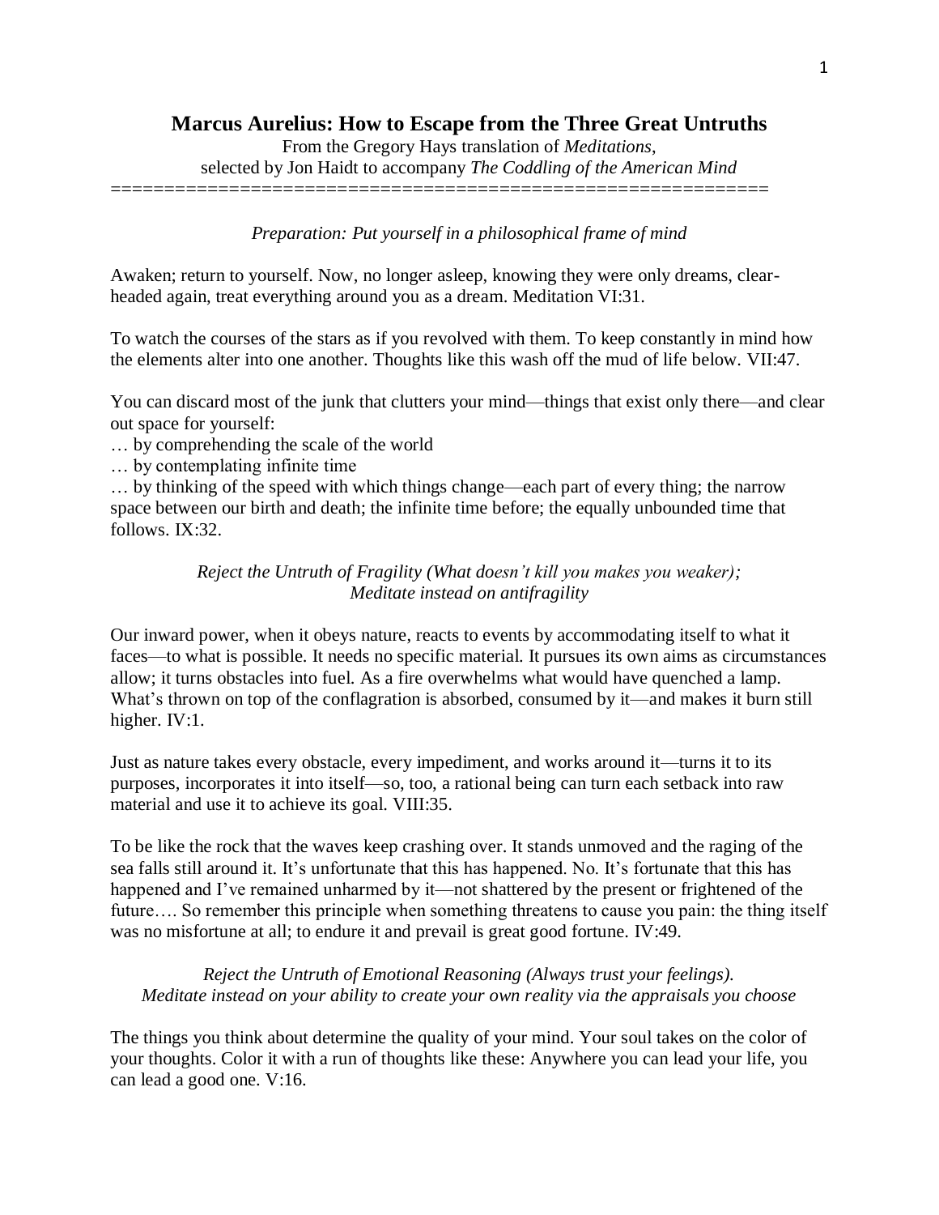## Marcus Aurelius: How to Escape from the Three Great Untruths

From the Gregory Hays translation of *Meditations*,
selected by Jon Haidt to accompany *The Coddling of the American Mind*

============================================================

*Preparation: Put yourself in a philosophical frame of mind*

Awaken; return to yourself. Now, no longer asleep, knowing they were only dreams, clear-headed again, treat everything around you as a dream. Meditation VI:31.

To watch the courses of the stars as if you revolved with them. To keep constantly in mind how the elements alter into one another. Thoughts like this wash off the mud of life below. VII:47.

You can discard most of the junk that clutters your mind—things that exist only there—and clear out space for yourself:

… by comprehending the scale of the world

… by contemplating infinite time

… by thinking of the speed with which things change—each part of every thing; the narrow space between our birth and death; the infinite time before; the equally unbounded time that follows. IX:32.

*Reject the Untruth of Fragility (What doesn't kill you makes you weaker);*
*Meditate instead on antifragility*

Our inward power, when it obeys nature, reacts to events by accommodating itself to what it faces—to what is possible. It needs no specific material. It pursues its own aims as circumstances allow; it turns obstacles into fuel. As a fire overwhelms what would have quenched a lamp. What's thrown on top of the conflagration is absorbed, consumed by it—and makes it burn still higher. IV:1.

Just as nature takes every obstacle, every impediment, and works around it—turns it to its purposes, incorporates it into itself—so, too, a rational being can turn each setback into raw material and use it to achieve its goal. VIII:35.

To be like the rock that the waves keep crashing over. It stands unmoved and the raging of the sea falls still around it. It's unfortunate that this has happened. No. It's fortunate that this has happened and I've remained unharmed by it—not shattered by the present or frightened of the future…. So remember this principle when something threatens to cause you pain: the thing itself was no misfortune at all; to endure it and prevail is great good fortune. IV:49.

*Reject the Untruth of Emotional Reasoning (Always trust your feelings).*
*Meditate instead on your ability to create your own reality via the appraisals you choose*

The things you think about determine the quality of your mind. Your soul takes on the color of your thoughts. Color it with a run of thoughts like these: Anywhere you can lead your life, you can lead a good one. V:16.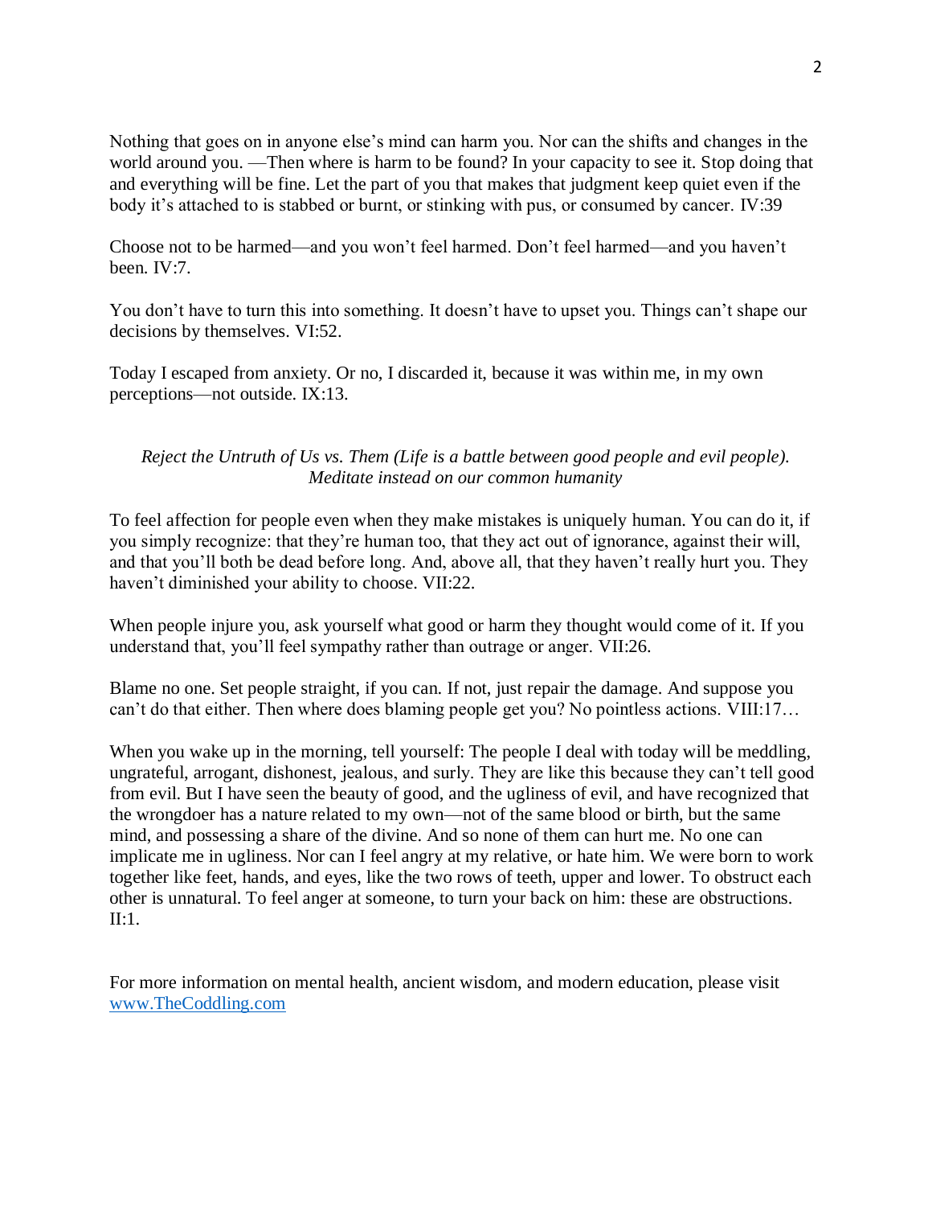Nothing that goes on in anyone else's mind can harm you. Nor can the shifts and changes in the world around you. —Then where is harm to be found? In your capacity to see it. Stop doing that and everything will be fine. Let the part of you that makes that judgment keep quiet even if the body it's attached to is stabbed or burnt, or stinking with pus, or consumed by cancer. IV:39

Choose not to be harmed—and you won't feel harmed. Don't feel harmed—and you haven't been. IV:7.

You don't have to turn this into something. It doesn't have to upset you. Things can't shape our decisions by themselves. VI:52.

Today I escaped from anxiety. Or no, I discarded it, because it was within me, in my own perceptions—not outside. IX:13.

*Reject the Untruth of Us vs. Them (Life is a battle between good people and evil people). Meditate instead on our common humanity*

To feel affection for people even when they make mistakes is uniquely human. You can do it, if you simply recognize: that they're human too, that they act out of ignorance, against their will, and that you'll both be dead before long. And, above all, that they haven't really hurt you. They haven't diminished your ability to choose. VII:22.

When people injure you, ask yourself what good or harm they thought would come of it. If you understand that, you'll feel sympathy rather than outrage or anger. VII:26.

Blame no one. Set people straight, if you can. If not, just repair the damage. And suppose you can't do that either. Then where does blaming people get you? No pointless actions. VIII:17…

When you wake up in the morning, tell yourself: The people I deal with today will be meddling, ungrateful, arrogant, dishonest, jealous, and surly. They are like this because they can't tell good from evil. But I have seen the beauty of good, and the ugliness of evil, and have recognized that the wrongdoer has a nature related to my own—not of the same blood or birth, but the same mind, and possessing a share of the divine. And so none of them can hurt me. No one can implicate me in ugliness. Nor can I feel angry at my relative, or hate him. We were born to work together like feet, hands, and eyes, like the two rows of teeth, upper and lower. To obstruct each other is unnatural. To feel anger at someone, to turn your back on him: these are obstructions. II:1.

For more information on mental health, ancient wisdom, and modern education, please visit [www.TheCoddling.com](http://www.TheCoddling.com)